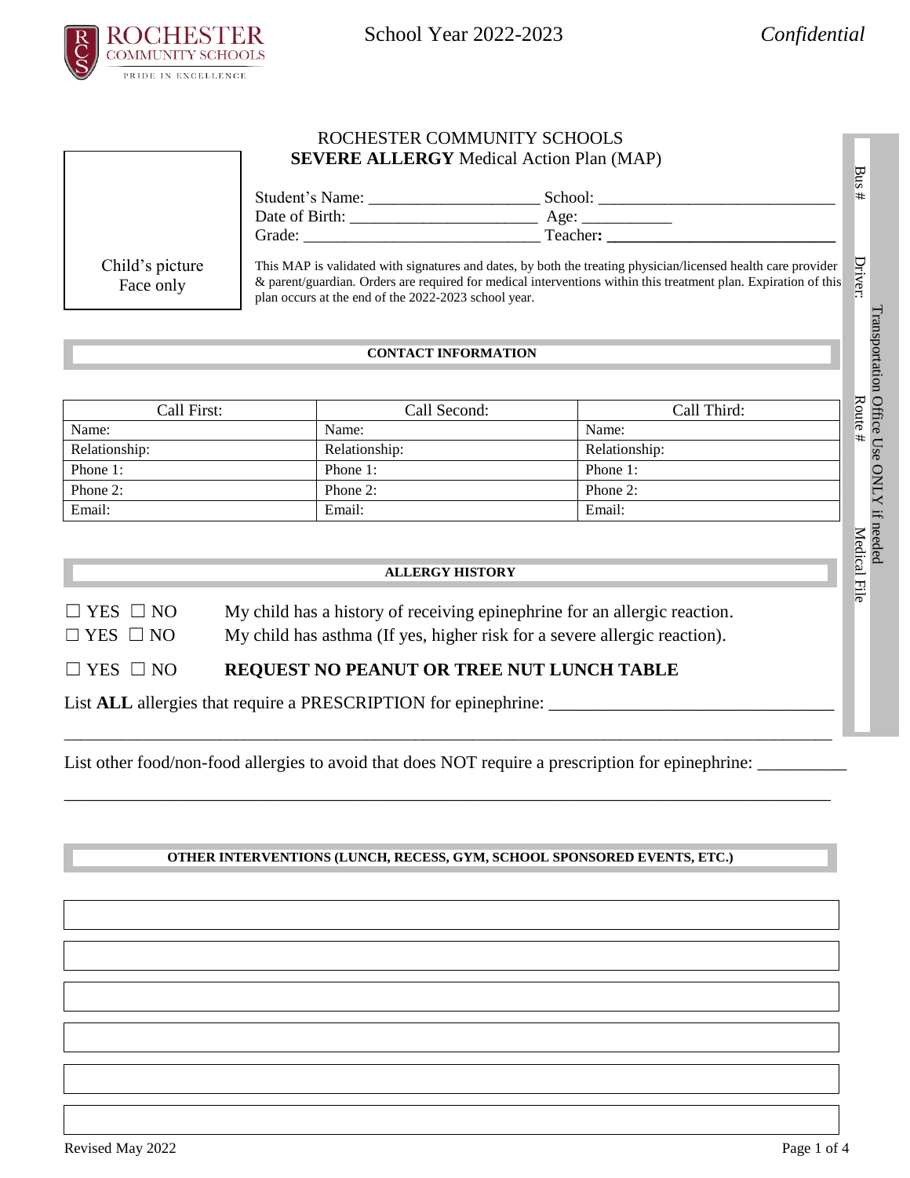ROCHESTER COMMUNITY SCHOOLS

PRIDE IN EXCELLENCE

School Year 2022-2023 *Confidential*

# ROCHESTER COMMUNITY SCHOOLS
## **SEVERE ALLERGY** Medical Action Plan (MAP)

Child's picture
Face only

Student's Name: ____________________ School: ____________________________

Date of Birth: ______________________ Age: ___________

Grade: ___________________________ Teacher: ___________________________

This MAP is validated with signatures and dates, by both the treating physician/licensed health care provider & parent/guardian. Orders are required for medical interventions within this treatment plan. Expiration of this plan occurs at the end of the 2022-2023 school year.

Transportation Office Use ONLY if needed

Bus #

Driver:

Route #

Medical File

### CONTACT INFORMATION

| Call First: | Call Second: | Call Third: |
|---|---|---|
| Name: | Name: | Name: |
| Relationship: | Relationship: | Relationship: |
| Phone 1: | Phone 1: | Phone 1: |
| Phone 2: | Phone 2: | Phone 2: |
| Email: | Email: | Email: |

### ALLERGY HISTORY

☐ YES ☐ NO My child has a history of receiving epinephrine for an allergic reaction.

☐ YES ☐ NO My child has asthma (If yes, higher risk for a severe allergic reaction).

☐ YES ☐ NO **REQUEST NO PEANUT OR TREE NUT LUNCH TABLE**

List **ALL** allergies that require a PRESCRIPTION for epinephrine: _______________________________

_____________________________________________________________________________________

List other food/non-food allergies to avoid that does NOT require a prescription for epinephrine: __________

_____________________________________________________________________________________

### OTHER INTERVENTIONS (LUNCH, RECESS, GYM, SCHOOL SPONSORED EVENTS, ETC.)

| |
|---|
| |
| |
| |
| |
| |
| |

Revised May 2022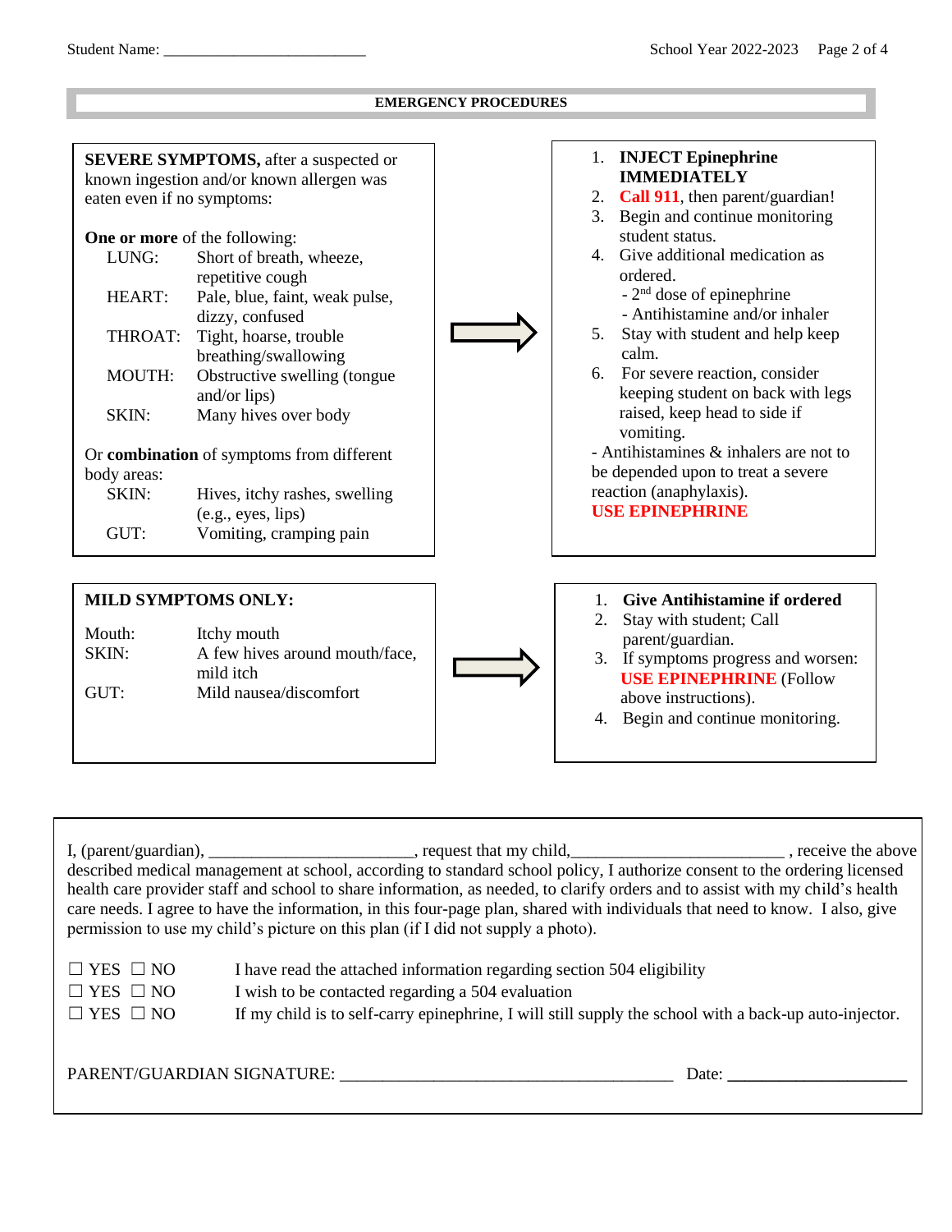Student Name: ________________________

## EMERGENCY PROCEDURES

| | | |
|---|---|---|
| **SEVERE SYMPTOMS,** after a suspected or known ingestion and/or known allergen was eaten even if no symptoms:<br><br>**One or more** of the following:<br>LUNG: Short of breath, wheeze, repetitive cough<br>HEART: Pale, blue, faint, weak pulse, dizzy, confused<br>THROAT: Tight, hoarse, trouble breathing/swallowing<br>MOUTH: Obstructive swelling (tongue and/or lips)<br>SKIN: Many hives over body<br><br>Or **combination** of symptoms from different body areas:<br>SKIN: Hives, itchy rashes, swelling (e.g., eyes, lips)<br>GUT: Vomiting, cramping pain | ⇨ | 1. **INJECT Epinephrine IMMEDIATELY**<br>2. **Call 911**, then parent/guardian!<br>3. Begin and continue monitoring student status.<br>4. Give additional medication as ordered.<br>- 2nd dose of epinephrine<br>- Antihistamine and/or inhaler<br>5. Stay with student and help keep calm.<br>6. For severe reaction, consider keeping student on back with legs raised, keep head to side if vomiting.<br><br>- Antihistamines & inhalers are not to be depended upon to treat a severe reaction (anaphylaxis).<br>**USE EPINEPHRINE** |
| **MILD SYMPTOMS ONLY:**<br><br>Mouth: Itchy mouth<br>SKIN: A few hives around mouth/face, mild itch<br>GUT: Mild nausea/discomfort | ⇨ | 1. **Give Antihistamine if ordered**<br>2. Stay with student; Call parent/guardian.<br>3. If symptoms progress and worsen: **USE EPINEPHRINE** (Follow above instructions).<br>4. Begin and continue monitoring. |

I, (parent/guardian), ________________________, request that my child,________________________ , receive the above described medical management at school, according to standard school policy, I authorize consent to the ordering licensed health care provider staff and school to share information, as needed, to clarify orders and to assist with my child's health care needs. I agree to have the information, in this four-page plan, shared with individuals that need to know. I also, give permission to use my child's picture on this plan (if I did not supply a photo).

☐ YES ☐ NO I have read the attached information regarding section 504 eligibility

☐ YES ☐ NO I wish to be contacted regarding a 504 evaluation

☐ YES ☐ NO If my child is to self-carry epinephrine, I will still supply the school with a back-up auto-injector.

PARENT/GUARDIAN SIGNATURE: ______________________________________ Date: ____________________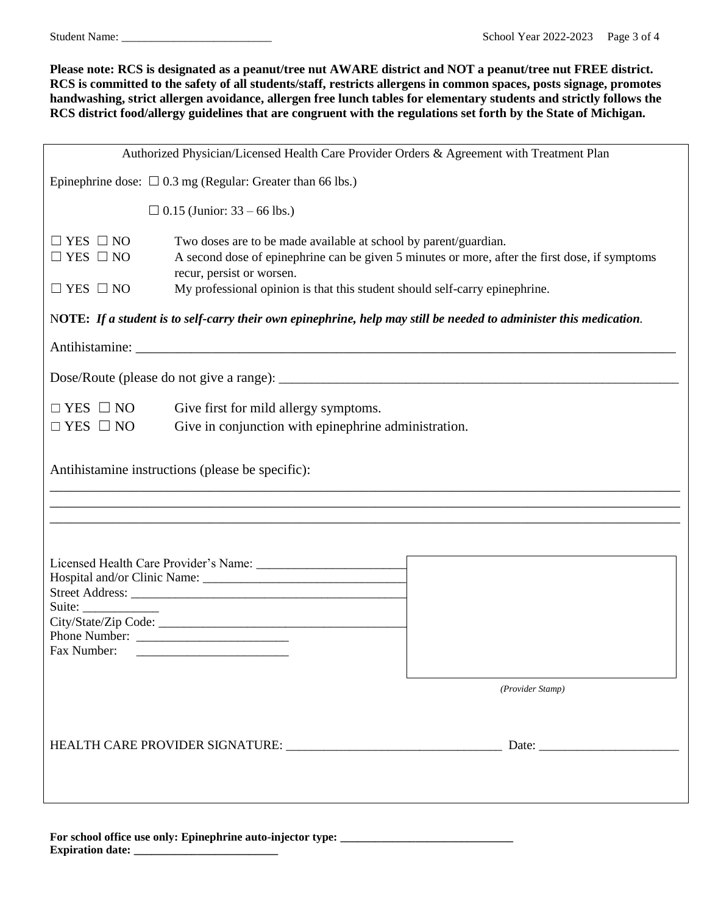Student Name: ___________________________

**Please note: RCS is designated as a peanut/tree nut AWARE district and NOT a peanut/tree nut FREE district. RCS is committed to the safety of all students/staff, restricts allergens in common spaces, posts signage, promotes handwashing, strict allergen avoidance, allergen free lunch tables for elementary students and strictly follows the RCS district food/allergy guidelines that are congruent with the regulations set forth by the State of Michigan.**

Authorized Physician/Licensed Health Care Provider Orders & Agreement with Treatment Plan

Epinephrine dose: ☐ 0.3 mg (Regular: Greater than 66 lbs.)

☐ 0.15 (Junior: 33 – 66 lbs.)

☐ YES ☐ NO Two doses are to be made available at school by parent/guardian.

☐ YES ☐ NO A second dose of epinephrine can be given 5 minutes or more, after the first dose, if symptoms recur, persist or worsen.

☐ YES ☐ NO My professional opinion is that this student should self-carry epinephrine.

**NOTE:** ***If a student is to self-carry their own epinephrine, help may still be needed to administer this medication.***

Antihistamine: ___________________________________________________________________________

Dose/Route (please do not give a range): ___________________________________________________

☐ YES ☐ NO Give first for mild allergy symptoms.

☐ YES ☐ NO Give in conjunction with epinephrine administration.

Antihistamine instructions (please be specific):

_____________________________________________________________________________________

_____________________________________________________________________________________

_____________________________________________________________________________________

Licensed Health Care Provider's Name: ________________________
Hospital and/or Clinic Name: _______________________________
Street Address: __________________________________________
Suite: ____________
City/State/Zip Code: _____________________________________
Phone Number: ________________________
Fax Number: ________________________

*(Provider Stamp)*

HEALTH CARE PROVIDER SIGNATURE: __________________________________ Date: ______________________

**For school office use only: Epinephrine auto-injector type: ______________________________**
**Expiration date: _________________________**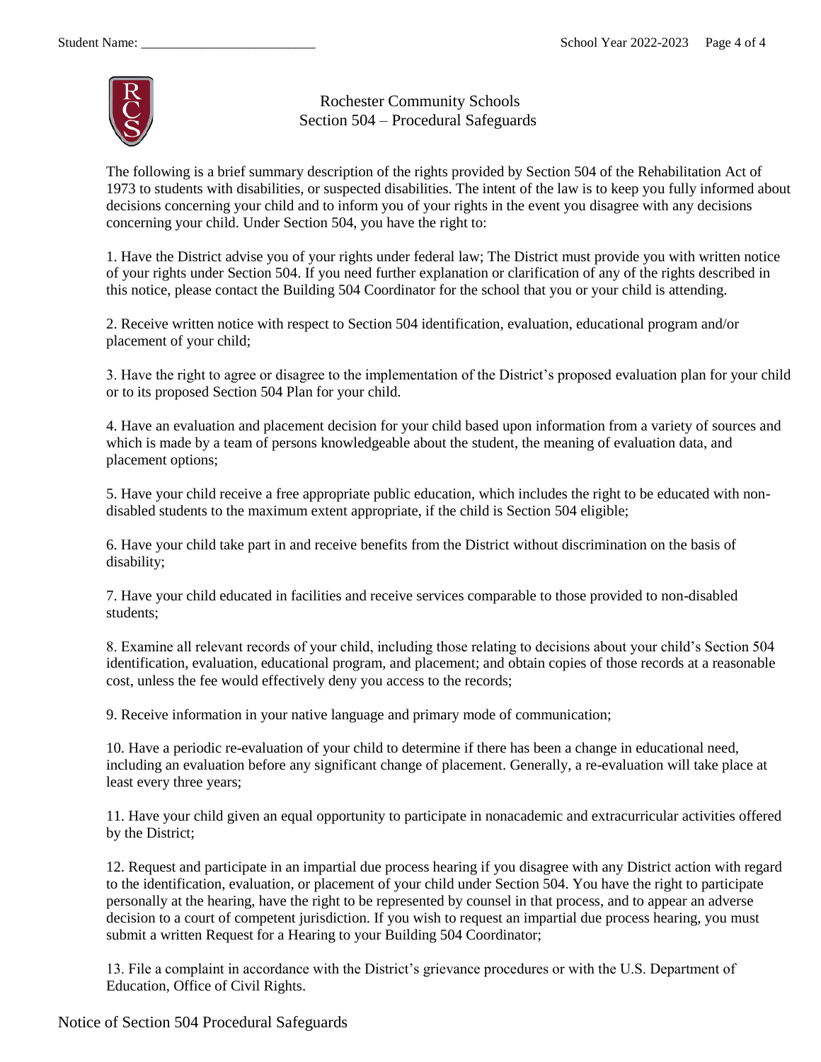Student Name: __________________________

Rochester Community Schools
Section 504 – Procedural Safeguards

The following is a brief summary description of the rights provided by Section 504 of the Rehabilitation Act of 1973 to students with disabilities, or suspected disabilities. The intent of the law is to keep you fully informed about decisions concerning your child and to inform you of your rights in the event you disagree with any decisions concerning your child. Under Section 504, you have the right to:

1. Have the District advise you of your rights under federal law; The District must provide you with written notice of your rights under Section 504. If you need further explanation or clarification of any of the rights described in this notice, please contact the Building 504 Coordinator for the school that you or your child is attending.

2. Receive written notice with respect to Section 504 identification, evaluation, educational program and/or placement of your child;

3. Have the right to agree or disagree to the implementation of the District's proposed evaluation plan for your child or to its proposed Section 504 Plan for your child.

4. Have an evaluation and placement decision for your child based upon information from a variety of sources and which is made by a team of persons knowledgeable about the student, the meaning of evaluation data, and placement options;

5. Have your child receive a free appropriate public education, which includes the right to be educated with non-disabled students to the maximum extent appropriate, if the child is Section 504 eligible;

6. Have your child take part in and receive benefits from the District without discrimination on the basis of disability;

7. Have your child educated in facilities and receive services comparable to those provided to non-disabled students;

8. Examine all relevant records of your child, including those relating to decisions about your child's Section 504 identification, evaluation, educational program, and placement; and obtain copies of those records at a reasonable cost, unless the fee would effectively deny you access to the records;

9. Receive information in your native language and primary mode of communication;

10. Have a periodic re-evaluation of your child to determine if there has been a change in educational need, including an evaluation before any significant change of placement. Generally, a re-evaluation will take place at least every three years;

11. Have your child given an equal opportunity to participate in nonacademic and extracurricular activities offered by the District;

12. Request and participate in an impartial due process hearing if you disagree with any District action with regard to the identification, evaluation, or placement of your child under Section 504. You have the right to participate personally at the hearing, have the right to be represented by counsel in that process, and to appear an adverse decision to a court of competent jurisdiction. If you wish to request an impartial due process hearing, you must submit a written Request for a Hearing to your Building 504 Coordinator;

13. File a complaint in accordance with the District's grievance procedures or with the U.S. Department of Education, Office of Civil Rights.